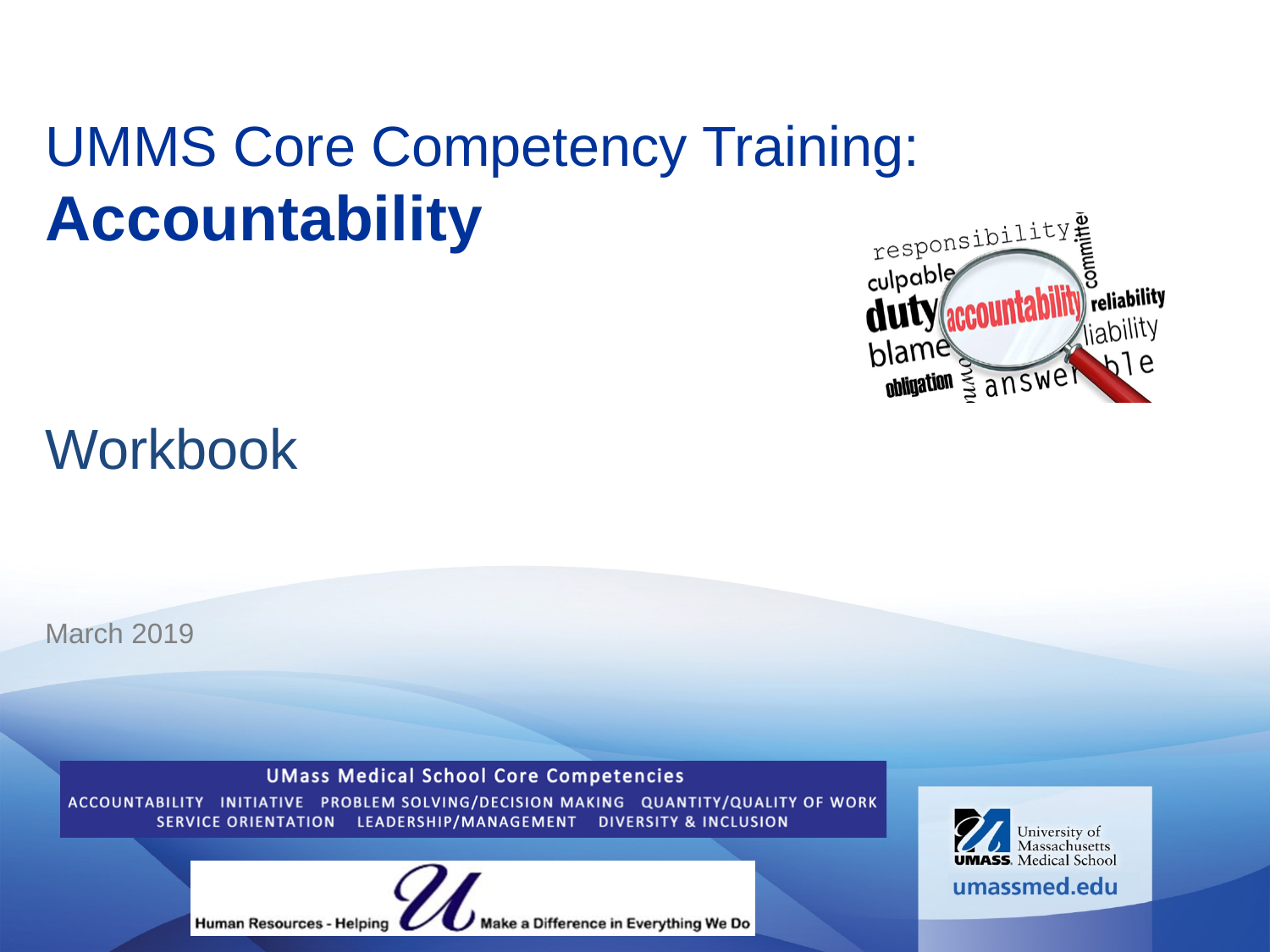# UMMS Core Competency Training: **Accountability**

## Workbook

March 2019

**UMass Medical School Core Competencies**

ACCOUNTABILITY INITIATIVE PROBLEM SOLVING/DECISION MAKING QUANTITY/QUALITY OF WORK SERVICE ORIENTATION LEADERSHIP/MANAGEMENT DIVERSITY & INCLUSION

Human Resources - Helping U Make a Difference in Everything We Do

University of Massachusetts Medical School

umassmed.edu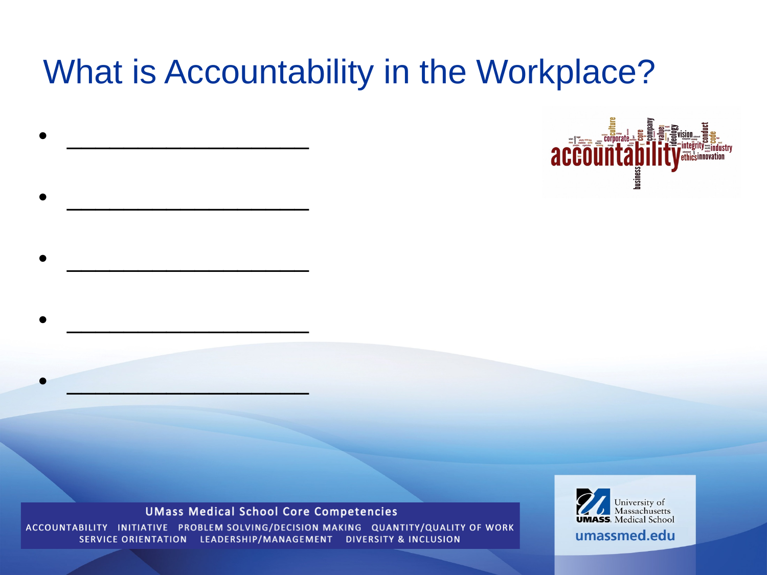# What is Accountability in the Workplace?

- ____________________
- ____________________
- ____________________
- ____________________
- ____________________

**UMass Medical School Core Competencies**

ACCOUNTABILITY INITIATIVE PROBLEM SOLVING/DECISION MAKING QUANTITY/QUALITY OF WORK SERVICE ORIENTATION LEADERSHIP/MANAGEMENT DIVERSITY & INCLUSION

University of Massachusetts UMASS Medical School

umassmed.edu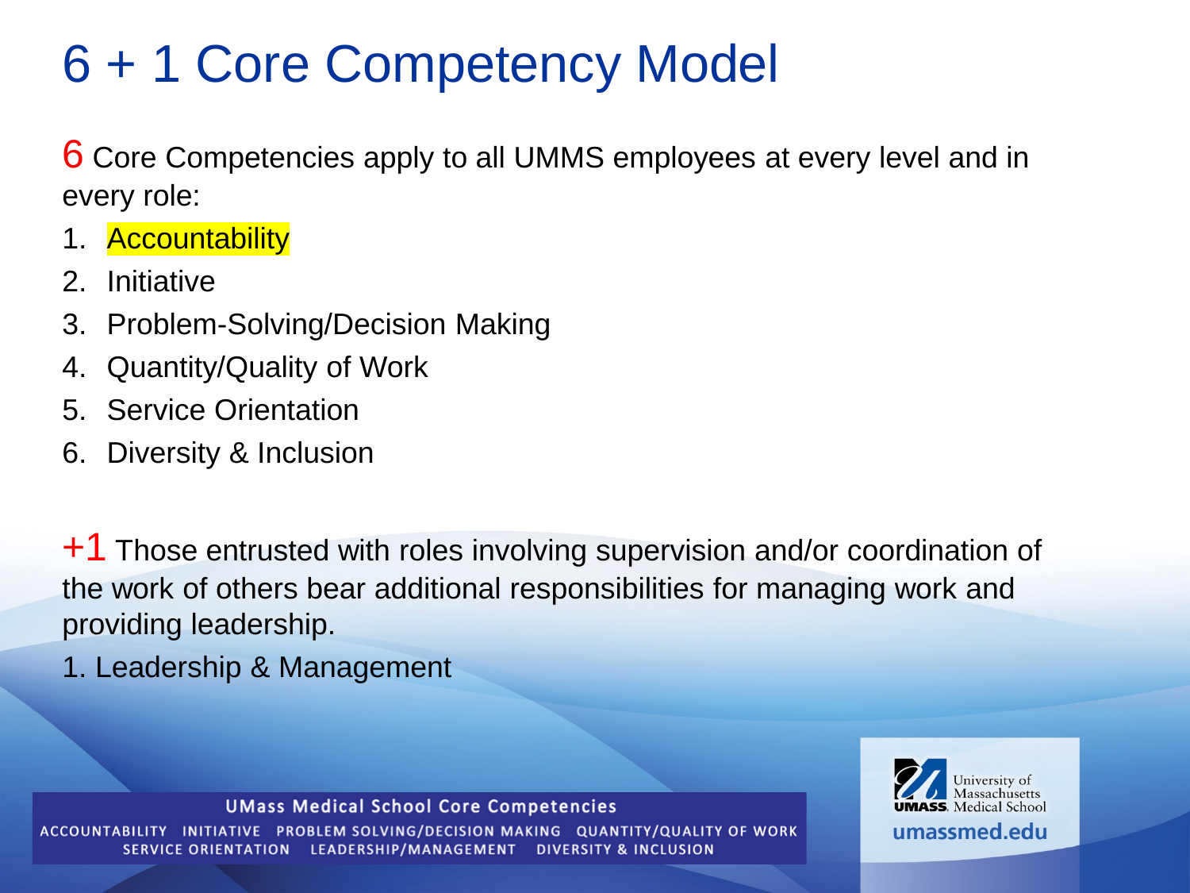# 6 + 1 Core Competency Model

6 Core Competencies apply to all UMMS employees at every level and in every role:

1. Accountability
2. Initiative
3. Problem-Solving/Decision Making
4. Quantity/Quality of Work
5. Service Orientation
6. Diversity & Inclusion

+1 Those entrusted with roles involving supervision and/or coordination of the work of others bear additional responsibilities for managing work and providing leadership.

1. Leadership & Management

**UMass Medical School Core Competencies**

ACCOUNTABILITY INITIATIVE PROBLEM SOLVING/DECISION MAKING QUANTITY/QUALITY OF WORK SERVICE ORIENTATION LEADERSHIP/MANAGEMENT DIVERSITY & INCLUSION

University of Massachusetts UMASS. Medical School

umassmed.edu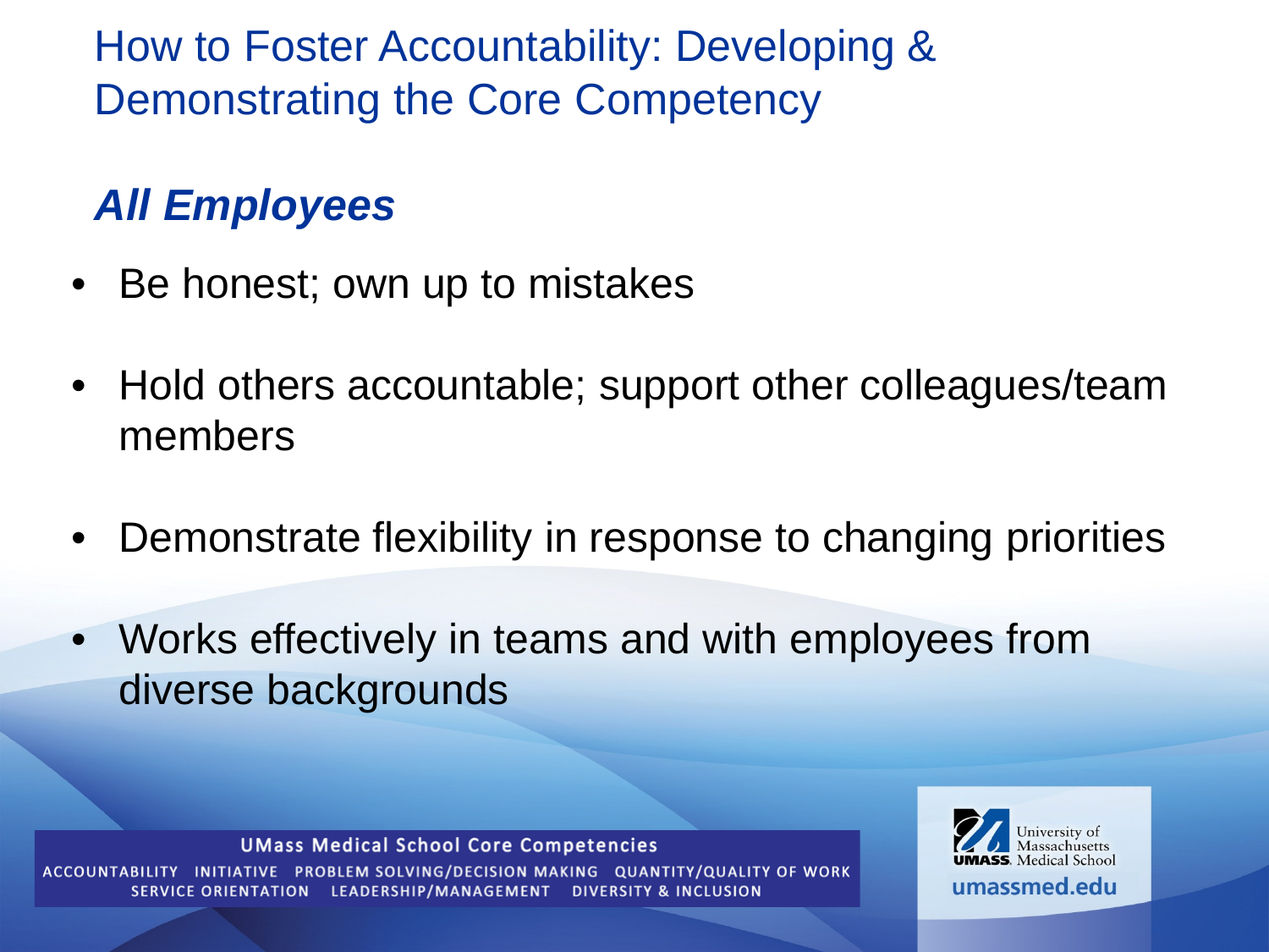# How to Foster Accountability: Developing & Demonstrating the Core Competency

## *All Employees*

- Be honest; own up to mistakes
- Hold others accountable; support other colleagues/team members
- Demonstrate flexibility in response to changing priorities
- Works effectively in teams and with employees from diverse backgrounds

**UMass Medical School Core Competencies**

ACCOUNTABILITY INITIATIVE PROBLEM SOLVING/DECISION MAKING QUANTITY/QUALITY OF WORK SERVICE ORIENTATION LEADERSHIP/MANAGEMENT DIVERSITY & INCLUSION

University of Massachusetts UMASS. Medical School

umassmed.edu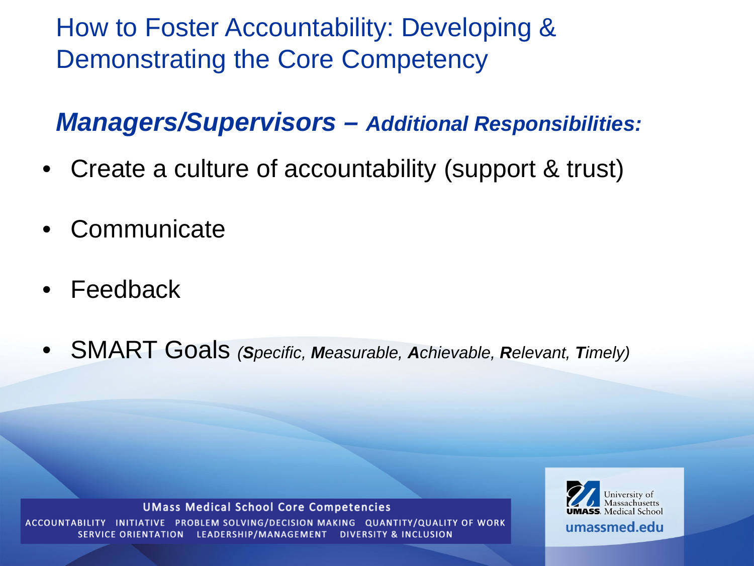# How to Foster Accountability: Developing & Demonstrating the Core Competency

## *Managers/Supervisors – Additional Responsibilities:*

- Create a culture of accountability (support & trust)
- Communicate
- Feedback
- SMART Goals *(**S**pecific, **M**easurable, **A**chievable, **R**elevant, **T**imely)*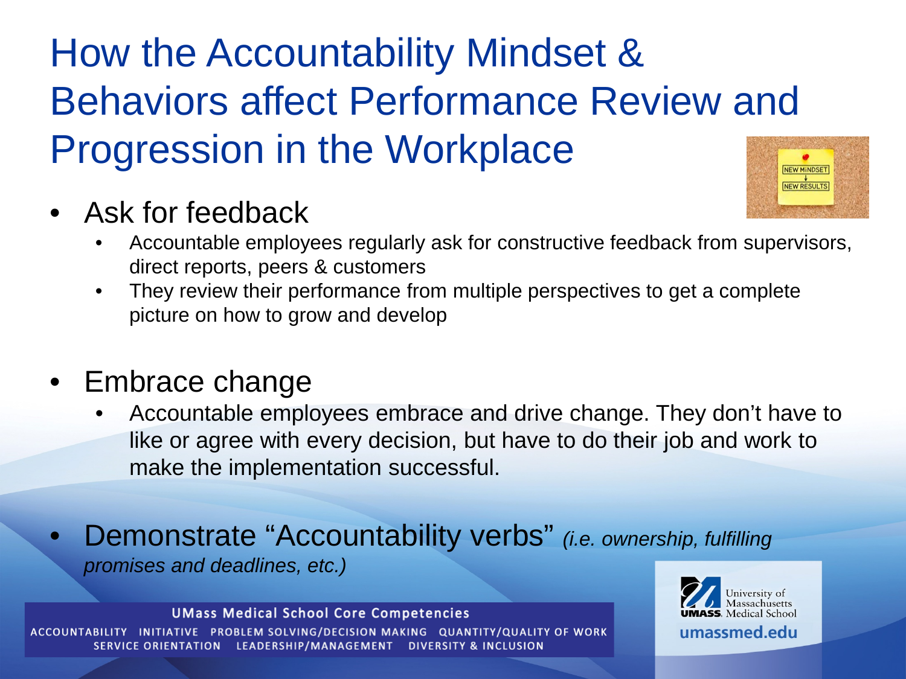# How the Accountability Mindset & Behaviors affect Performance Review and Progression in the Workplace

- Ask for feedback
  - Accountable employees regularly ask for constructive feedback from supervisors, direct reports, peers & customers
  - They review their performance from multiple perspectives to get a complete picture on how to grow and develop

- Embrace change
  - Accountable employees embrace and drive change. They don't have to like or agree with every decision, but have to do their job and work to make the implementation successful.

- Demonstrate "Accountability verbs" *(i.e. ownership, fulfilling promises and deadlines, etc.)*

**UMass Medical School Core Competencies**

ACCOUNTABILITY INITIATIVE PROBLEM SOLVING/DECISION MAKING QUANTITY/QUALITY OF WORK SERVICE ORIENTATION LEADERSHIP/MANAGEMENT DIVERSITY & INCLUSION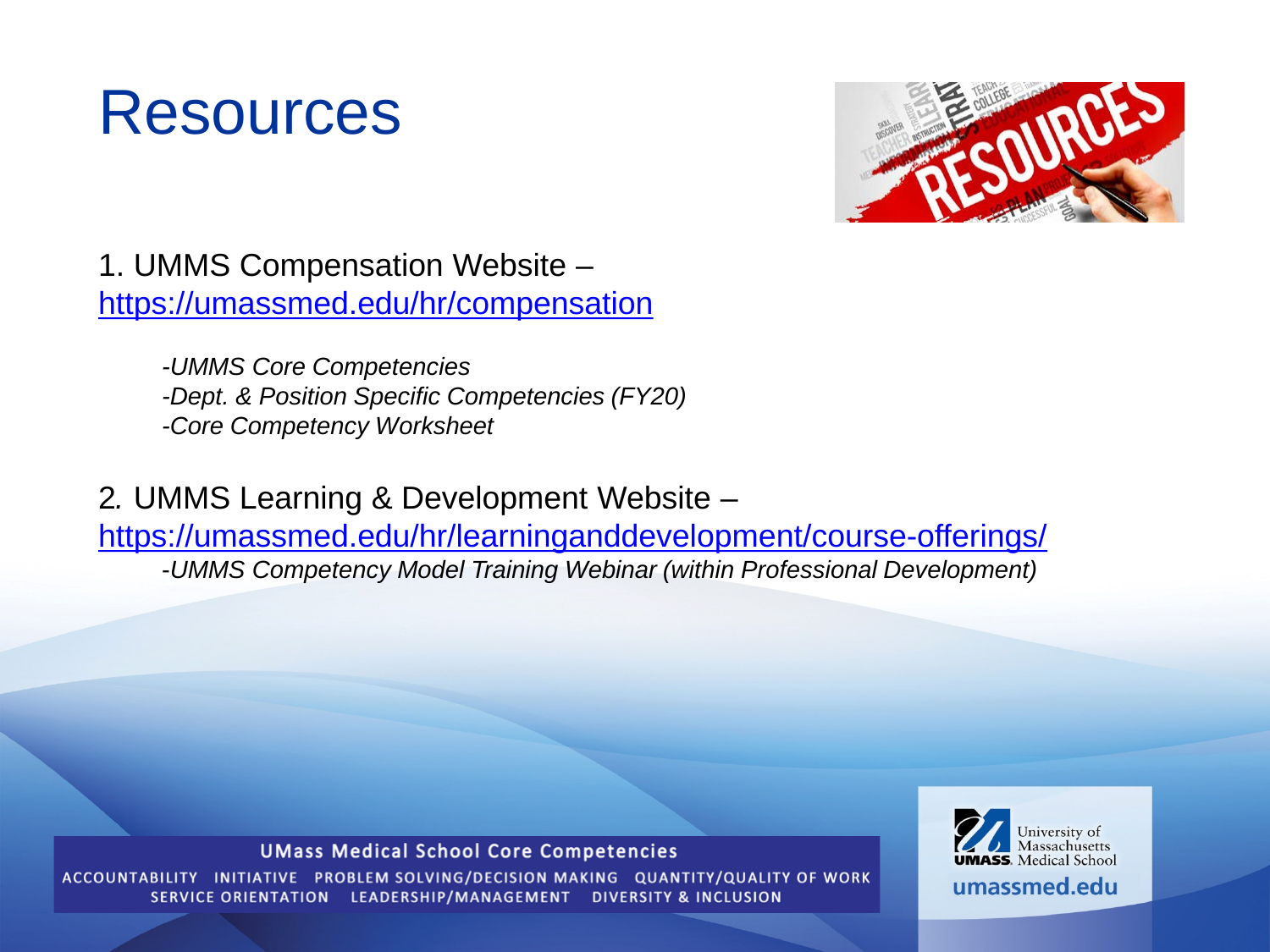# Resources

1. UMMS Compensation Website – https://umassmed.edu/hr/compensation

    *-UMMS Core Competencies*
    *-Dept. & Position Specific Competencies (FY20)*
    *-Core Competency Worksheet*

2. UMMS Learning & Development Website – https://umassmed.edu/hr/learninganddevelopment/course-offerings/

    *-UMMS Competency Model Training Webinar (within Professional Development)*

**UMass Medical School Core Competencies**

ACCOUNTABILITY INITIATIVE PROBLEM SOLVING/DECISION MAKING QUANTITY/QUALITY OF WORK SERVICE ORIENTATION LEADERSHIP/MANAGEMENT DIVERSITY & INCLUSION

University of Massachusetts UMASS. Medical School

umassmed.edu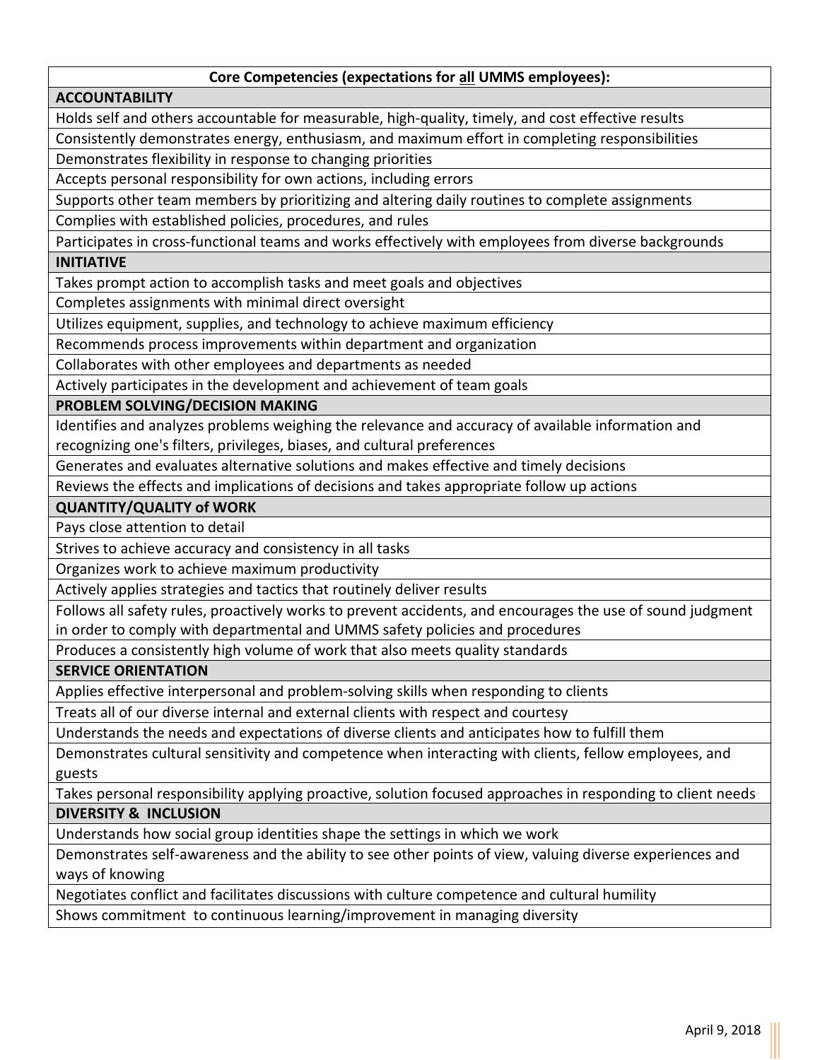| Core Competencies (expectations for <u>all</u> UMMS employees): |
|---|
| **ACCOUNTABILITY** |
| Holds self and others accountable for measurable, high-quality, timely, and cost effective results |
| Consistently demonstrates energy, enthusiasm, and maximum effort in completing responsibilities |
| Demonstrates flexibility in response to changing priorities |
| Accepts personal responsibility for own actions, including errors |
| Supports other team members by prioritizing and altering daily routines to complete assignments |
| Complies with established policies, procedures, and rules |
| Participates in cross-functional teams and works effectively with employees from diverse backgrounds |
| **INITIATIVE** |
| Takes prompt action to accomplish tasks and meet goals and objectives |
| Completes assignments with minimal direct oversight |
| Utilizes equipment, supplies, and technology to achieve maximum efficiency |
| Recommends process improvements within department and organization |
| Collaborates with other employees and departments as needed |
| Actively participates in the development and achievement of team goals |
| **PROBLEM SOLVING/DECISION MAKING** |
| Identifies and analyzes problems weighing the relevance and accuracy of available information and recognizing one's filters, privileges, biases, and cultural preferences |
| Generates and evaluates alternative solutions and makes effective and timely decisions |
| Reviews the effects and implications of decisions and takes appropriate follow up actions |
| **QUANTITY/QUALITY of WORK** |
| Pays close attention to detail |
| Strives to achieve accuracy and consistency in all tasks |
| Organizes work to achieve maximum productivity |
| Actively applies strategies and tactics that routinely deliver results |
| Follows all safety rules, proactively works to prevent accidents, and encourages the use of sound judgment in order to comply with departmental and UMMS safety policies and procedures |
| Produces a consistently high volume of work that also meets quality standards |
| **SERVICE ORIENTATION** |
| Applies effective interpersonal and problem-solving skills when responding to clients |
| Treats all of our diverse internal and external clients with respect and courtesy |
| Understands the needs and expectations of diverse clients and anticipates how to fulfill them |
| Demonstrates cultural sensitivity and competence when interacting with clients, fellow employees, and guests |
| Takes personal responsibility applying proactive, solution focused approaches in responding to client needs |
| **DIVERSITY & INCLUSION** |
| Understands how social group identities shape the settings in which we work |
| Demonstrates self-awareness and the ability to see other points of view, valuing diverse experiences and ways of knowing |
| Negotiates conflict and facilitates discussions with culture competence and cultural humility |
| Shows commitment to continuous learning/improvement in managing diversity |

April 9, 2018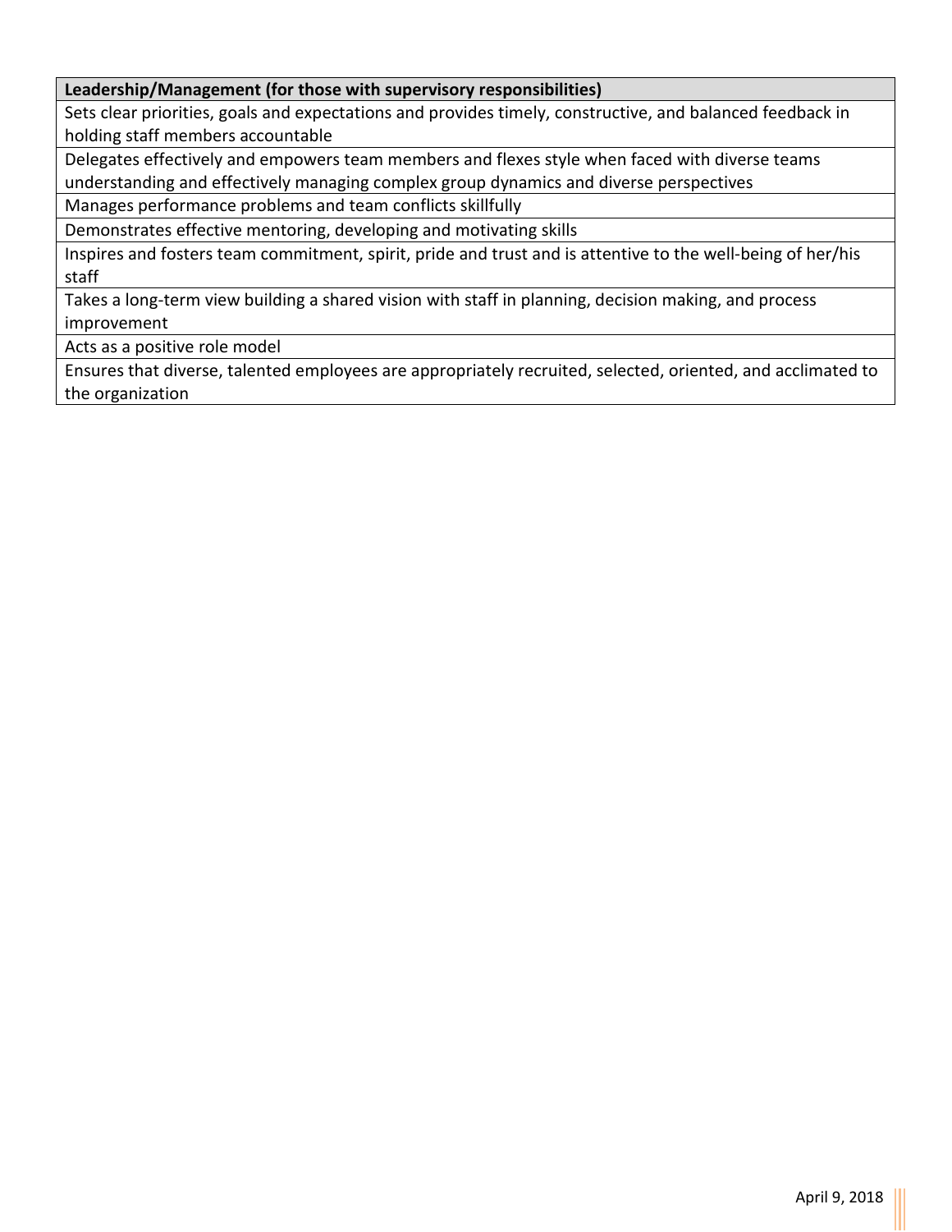| Leadership/Management (for those with supervisory responsibilities) |
| --- |
| Sets clear priorities, goals and expectations and provides timely, constructive, and balanced feedback in holding staff members accountable |
| Delegates effectively and empowers team members and flexes style when faced with diverse teams understanding and effectively managing complex group dynamics and diverse perspectives |
| Manages performance problems and team conflicts skillfully |
| Demonstrates effective mentoring, developing and motivating skills |
| Inspires and fosters team commitment, spirit, pride and trust and is attentive to the well-being of her/his staff |
| Takes a long-term view building a shared vision with staff in planning, decision making, and process improvement |
| Acts as a positive role model |
| Ensures that diverse, talented employees are appropriately recruited, selected, oriented, and acclimated to the organization |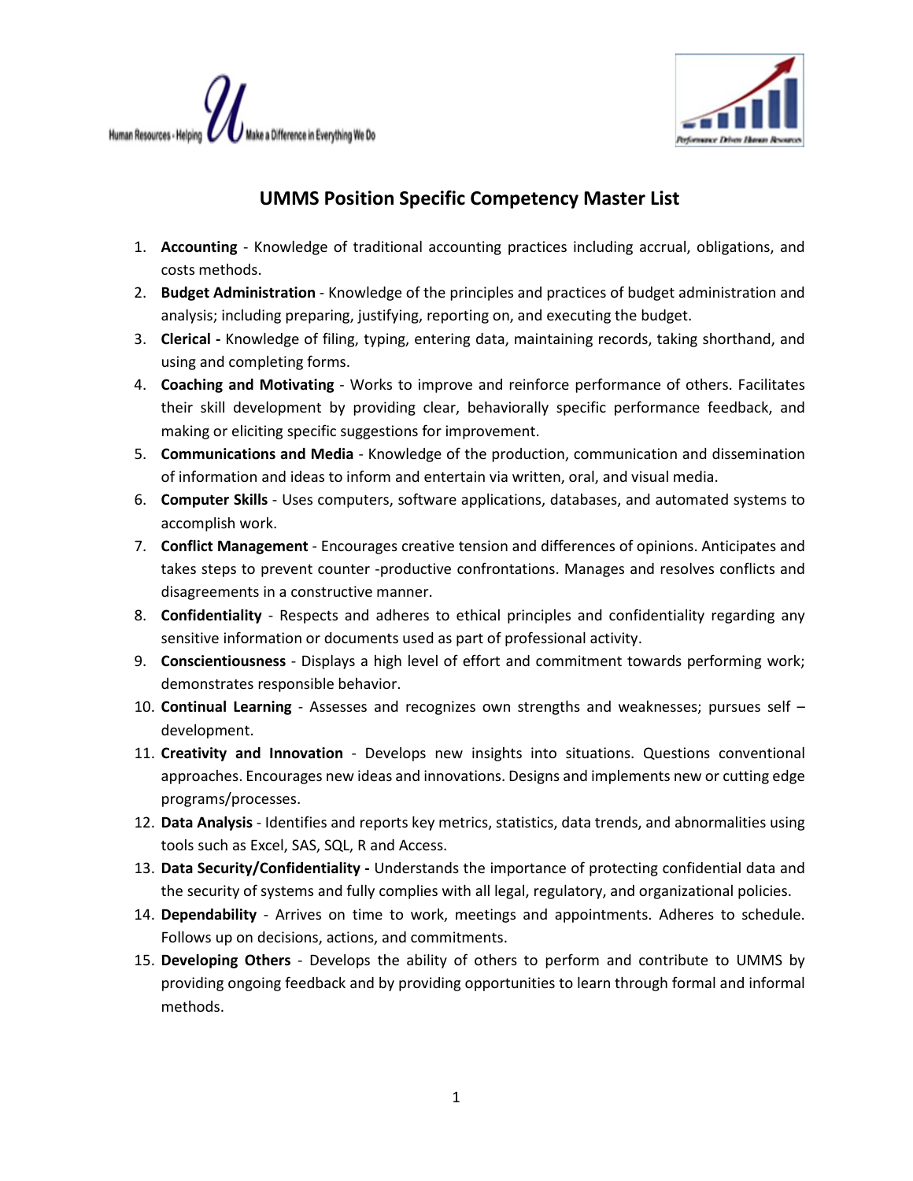# UMMS Position Specific Competency Master List

1. **Accounting** - Knowledge of traditional accounting practices including accrual, obligations, and costs methods.
2. **Budget Administration** - Knowledge of the principles and practices of budget administration and analysis; including preparing, justifying, reporting on, and executing the budget.
3. **Clerical -** Knowledge of filing, typing, entering data, maintaining records, taking shorthand, and using and completing forms.
4. **Coaching and Motivating** - Works to improve and reinforce performance of others. Facilitates their skill development by providing clear, behaviorally specific performance feedback, and making or eliciting specific suggestions for improvement.
5. **Communications and Media** - Knowledge of the production, communication and dissemination of information and ideas to inform and entertain via written, oral, and visual media.
6. **Computer Skills** - Uses computers, software applications, databases, and automated systems to accomplish work.
7. **Conflict Management** - Encourages creative tension and differences of opinions. Anticipates and takes steps to prevent counter -productive confrontations. Manages and resolves conflicts and disagreements in a constructive manner.
8. **Confidentiality** - Respects and adheres to ethical principles and confidentiality regarding any sensitive information or documents used as part of professional activity.
9. **Conscientiousness** - Displays a high level of effort and commitment towards performing work; demonstrates responsible behavior.
10. **Continual Learning** - Assesses and recognizes own strengths and weaknesses; pursues self – development.
11. **Creativity and Innovation** - Develops new insights into situations. Questions conventional approaches. Encourages new ideas and innovations. Designs and implements new or cutting edge programs/processes.
12. **Data Analysis** - Identifies and reports key metrics, statistics, data trends, and abnormalities using tools such as Excel, SAS, SQL, R and Access.
13. **Data Security/Confidentiality -** Understands the importance of protecting confidential data and the security of systems and fully complies with all legal, regulatory, and organizational policies.
14. **Dependability** - Arrives on time to work, meetings and appointments. Adheres to schedule. Follows up on decisions, actions, and commitments.
15. **Developing Others** - Develops the ability of others to perform and contribute to UMMS by providing ongoing feedback and by providing opportunities to learn through formal and informal methods.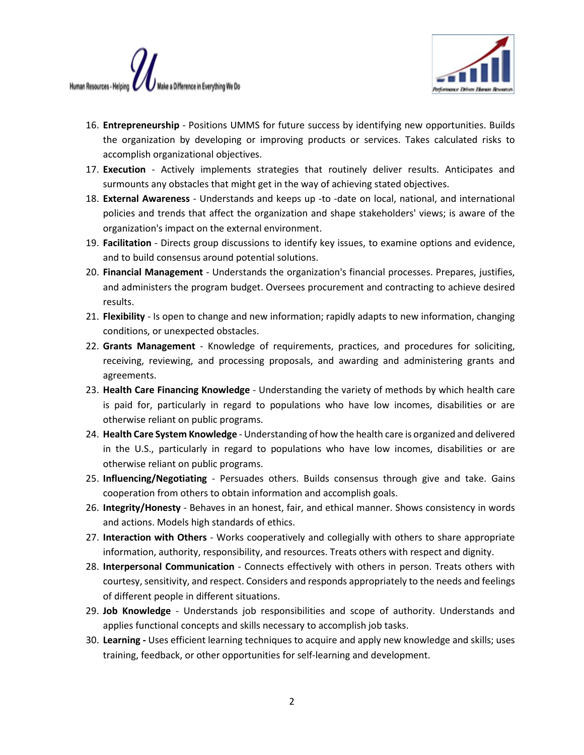16. **Entrepreneurship** - Positions UMMS for future success by identifying new opportunities. Builds the organization by developing or improving products or services. Takes calculated risks to accomplish organizational objectives.
17. **Execution** - Actively implements strategies that routinely deliver results. Anticipates and surmounts any obstacles that might get in the way of achieving stated objectives.
18. **External Awareness** - Understands and keeps up -to -date on local, national, and international policies and trends that affect the organization and shape stakeholders' views; is aware of the organization's impact on the external environment.
19. **Facilitation** - Directs group discussions to identify key issues, to examine options and evidence, and to build consensus around potential solutions.
20. **Financial Management** - Understands the organization's financial processes. Prepares, justifies, and administers the program budget. Oversees procurement and contracting to achieve desired results.
21. **Flexibility** - Is open to change and new information; rapidly adapts to new information, changing conditions, or unexpected obstacles.
22. **Grants Management** - Knowledge of requirements, practices, and procedures for soliciting, receiving, reviewing, and processing proposals, and awarding and administering grants and agreements.
23. **Health Care Financing Knowledge** - Understanding the variety of methods by which health care is paid for, particularly in regard to populations who have low incomes, disabilities or are otherwise reliant on public programs.
24. **Health Care System Knowledge** - Understanding of how the health care is organized and delivered in the U.S., particularly in regard to populations who have low incomes, disabilities or are otherwise reliant on public programs.
25. **Influencing/Negotiating** - Persuades others. Builds consensus through give and take. Gains cooperation from others to obtain information and accomplish goals.
26. **Integrity/Honesty** - Behaves in an honest, fair, and ethical manner. Shows consistency in words and actions. Models high standards of ethics.
27. **Interaction with Others** - Works cooperatively and collegially with others to share appropriate information, authority, responsibility, and resources. Treats others with respect and dignity.
28. **Interpersonal Communication** - Connects effectively with others in person. Treats others with courtesy, sensitivity, and respect. Considers and responds appropriately to the needs and feelings of different people in different situations.
29. **Job Knowledge** - Understands job responsibilities and scope of authority. Understands and applies functional concepts and skills necessary to accomplish job tasks.
30. **Learning -** Uses efficient learning techniques to acquire and apply new knowledge and skills; uses training, feedback, or other opportunities for self-learning and development.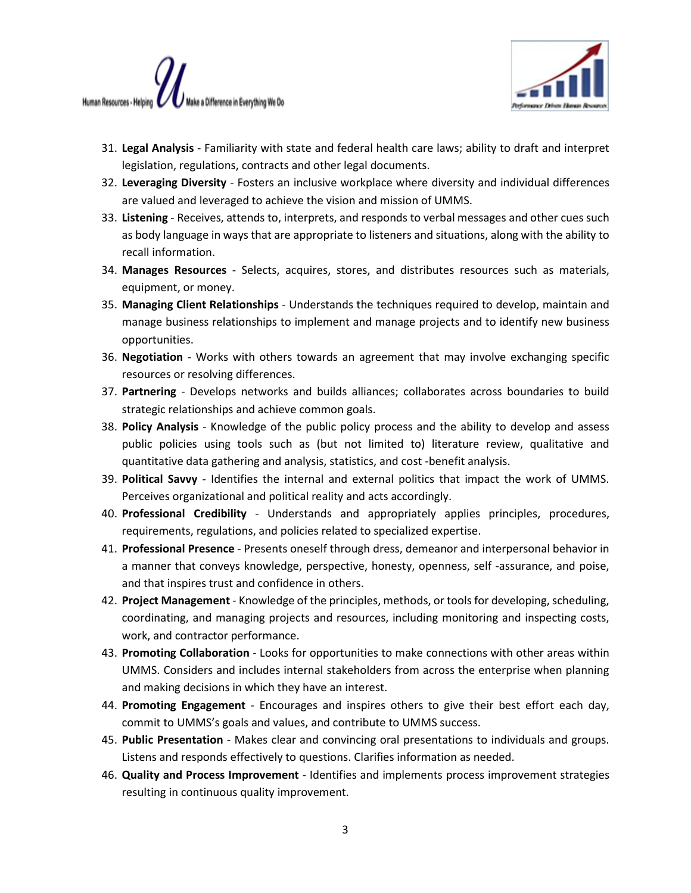31. **Legal Analysis** - Familiarity with state and federal health care laws; ability to draft and interpret legislation, regulations, contracts and other legal documents.
32. **Leveraging Diversity** - Fosters an inclusive workplace where diversity and individual differences are valued and leveraged to achieve the vision and mission of UMMS.
33. **Listening** - Receives, attends to, interprets, and responds to verbal messages and other cues such as body language in ways that are appropriate to listeners and situations, along with the ability to recall information.
34. **Manages Resources** - Selects, acquires, stores, and distributes resources such as materials, equipment, or money.
35. **Managing Client Relationships** - Understands the techniques required to develop, maintain and manage business relationships to implement and manage projects and to identify new business opportunities.
36. **Negotiation** - Works with others towards an agreement that may involve exchanging specific resources or resolving differences.
37. **Partnering** - Develops networks and builds alliances; collaborates across boundaries to build strategic relationships and achieve common goals.
38. **Policy Analysis** - Knowledge of the public policy process and the ability to develop and assess public policies using tools such as (but not limited to) literature review, qualitative and quantitative data gathering and analysis, statistics, and cost -benefit analysis.
39. **Political Savvy** - Identifies the internal and external politics that impact the work of UMMS. Perceives organizational and political reality and acts accordingly.
40. **Professional Credibility** - Understands and appropriately applies principles, procedures, requirements, regulations, and policies related to specialized expertise.
41. **Professional Presence** - Presents oneself through dress, demeanor and interpersonal behavior in a manner that conveys knowledge, perspective, honesty, openness, self -assurance, and poise, and that inspires trust and confidence in others.
42. **Project Management** - Knowledge of the principles, methods, or tools for developing, scheduling, coordinating, and managing projects and resources, including monitoring and inspecting costs, work, and contractor performance.
43. **Promoting Collaboration** - Looks for opportunities to make connections with other areas within UMMS. Considers and includes internal stakeholders from across the enterprise when planning and making decisions in which they have an interest.
44. **Promoting Engagement** - Encourages and inspires others to give their best effort each day, commit to UMMS's goals and values, and contribute to UMMS success.
45. **Public Presentation** - Makes clear and convincing oral presentations to individuals and groups. Listens and responds effectively to questions. Clarifies information as needed.
46. **Quality and Process Improvement** - Identifies and implements process improvement strategies resulting in continuous quality improvement.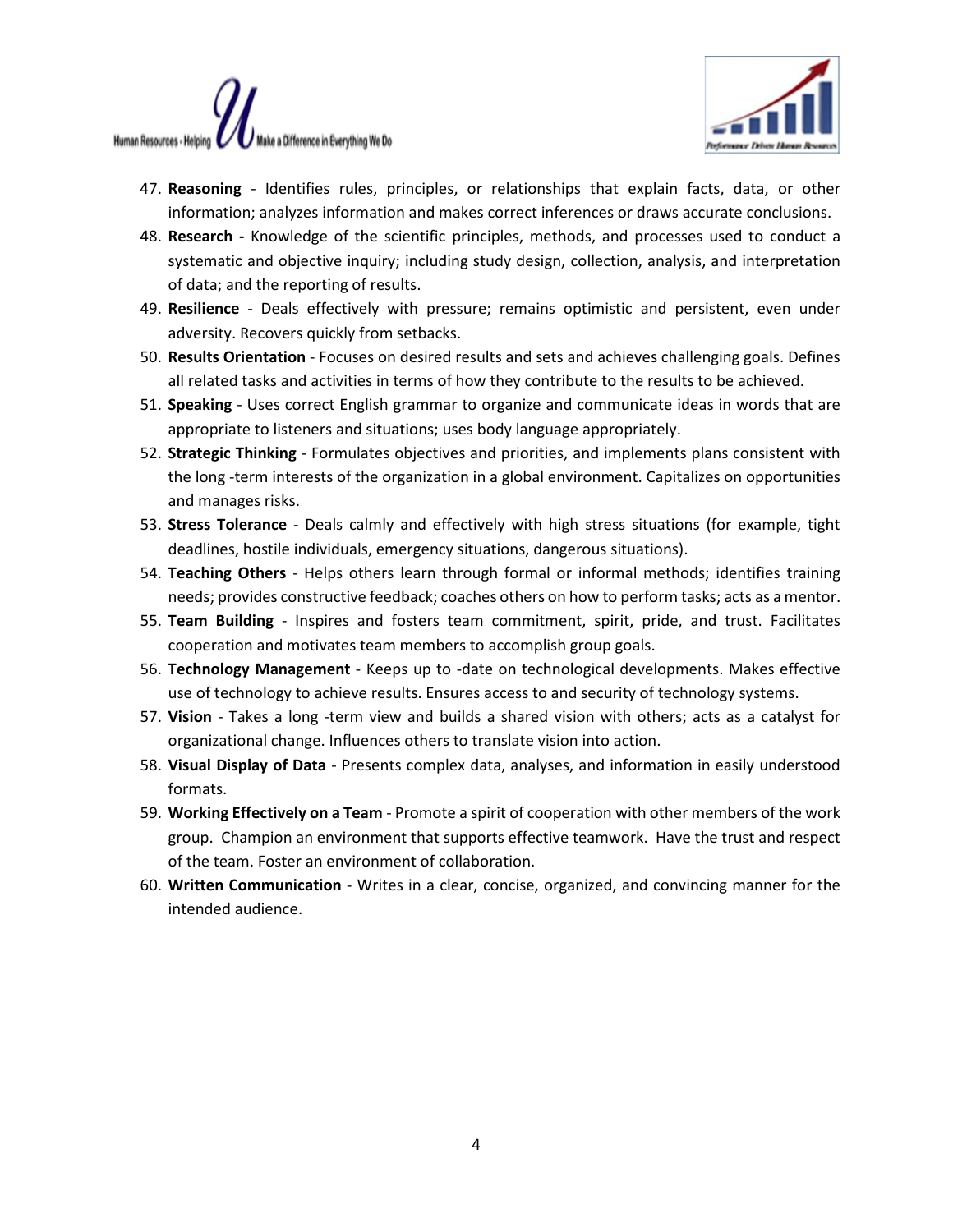47. **Reasoning** - Identifies rules, principles, or relationships that explain facts, data, or other information; analyzes information and makes correct inferences or draws accurate conclusions.
48. **Research -** Knowledge of the scientific principles, methods, and processes used to conduct a systematic and objective inquiry; including study design, collection, analysis, and interpretation of data; and the reporting of results.
49. **Resilience** - Deals effectively with pressure; remains optimistic and persistent, even under adversity. Recovers quickly from setbacks.
50. **Results Orientation** - Focuses on desired results and sets and achieves challenging goals. Defines all related tasks and activities in terms of how they contribute to the results to be achieved.
51. **Speaking** - Uses correct English grammar to organize and communicate ideas in words that are appropriate to listeners and situations; uses body language appropriately.
52. **Strategic Thinking** - Formulates objectives and priorities, and implements plans consistent with the long -term interests of the organization in a global environment. Capitalizes on opportunities and manages risks.
53. **Stress Tolerance** - Deals calmly and effectively with high stress situations (for example, tight deadlines, hostile individuals, emergency situations, dangerous situations).
54. **Teaching Others** - Helps others learn through formal or informal methods; identifies training needs; provides constructive feedback; coaches others on how to perform tasks; acts as a mentor.
55. **Team Building** - Inspires and fosters team commitment, spirit, pride, and trust. Facilitates cooperation and motivates team members to accomplish group goals.
56. **Technology Management** - Keeps up to -date on technological developments. Makes effective use of technology to achieve results. Ensures access to and security of technology systems.
57. **Vision** - Takes a long -term view and builds a shared vision with others; acts as a catalyst for organizational change. Influences others to translate vision into action.
58. **Visual Display of Data** - Presents complex data, analyses, and information in easily understood formats.
59. **Working Effectively on a Team** - Promote a spirit of cooperation with other members of the work group. Champion an environment that supports effective teamwork. Have the trust and respect of the team. Foster an environment of collaboration.
60. **Written Communication** - Writes in a clear, concise, organized, and convincing manner for the intended audience.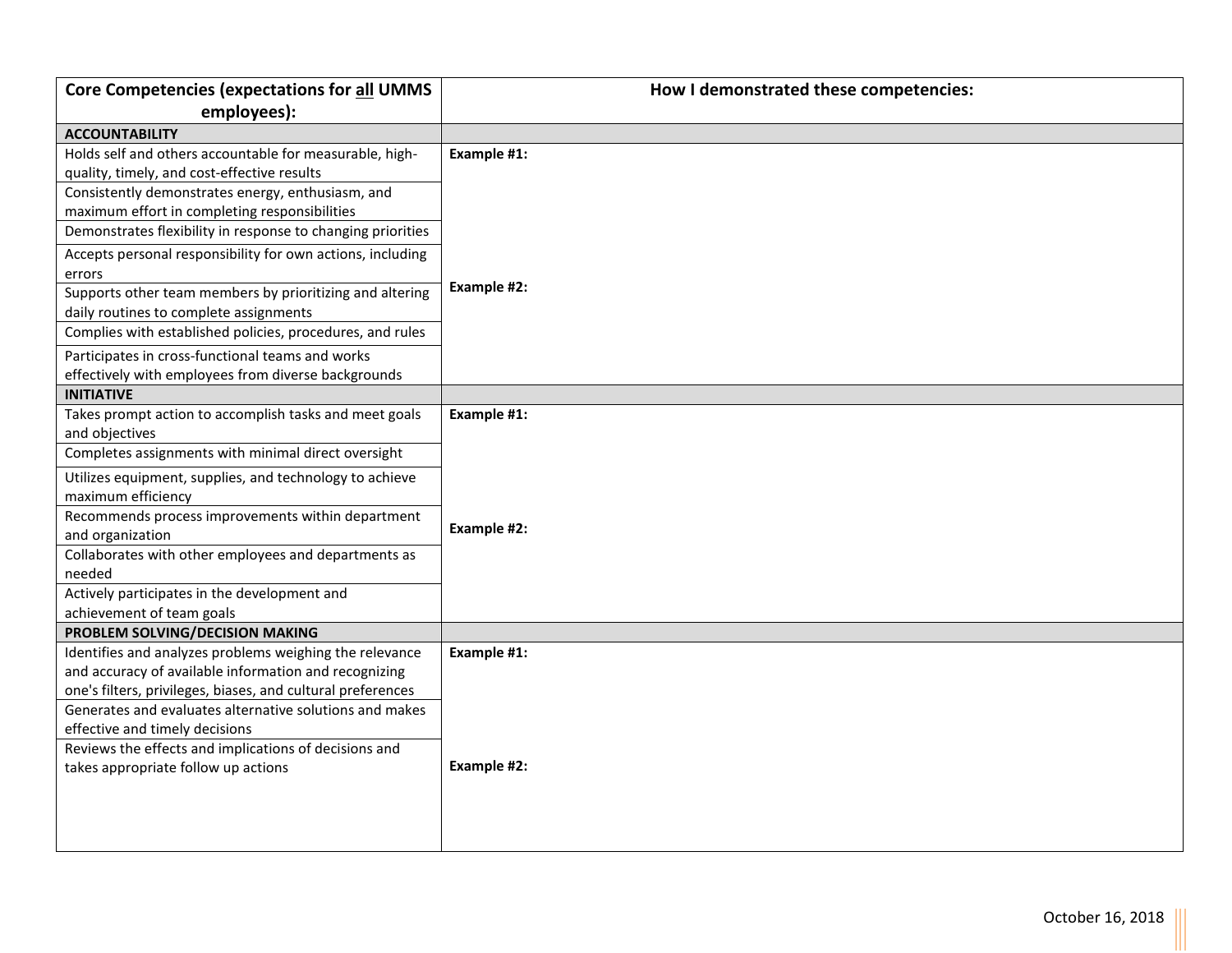| Core Competencies (expectations for all UMMS employees): | How I demonstrated these competencies: |
|---|---|
| **ACCOUNTABILITY** | |
| Holds self and others accountable for measurable, high-quality, timely, and cost-effective results | **Example #1:** |
| Consistently demonstrates energy, enthusiasm, and maximum effort in completing responsibilities | |
| Demonstrates flexibility in response to changing priorities | |
| Accepts personal responsibility for own actions, including errors | |
| Supports other team members by prioritizing and altering daily routines to complete assignments | **Example #2:** |
| Complies with established policies, procedures, and rules | |
| Participates in cross-functional teams and works effectively with employees from diverse backgrounds | |
| **INITIATIVE** | |
| Takes prompt action to accomplish tasks and meet goals and objectives | **Example #1:** |
| Completes assignments with minimal direct oversight | |
| Utilizes equipment, supplies, and technology to achieve maximum efficiency | |
| Recommends process improvements within department and organization | **Example #2:** |
| Collaborates with other employees and departments as needed | |
| Actively participates in the development and achievement of team goals | |
| **PROBLEM SOLVING/DECISION MAKING** | |
| Identifies and analyzes problems weighing the relevance and accuracy of available information and recognizing one's filters, privileges, biases, and cultural preferences | **Example #1:** |
| Generates and evaluates alternative solutions and makes effective and timely decisions | |
| Reviews the effects and implications of decisions and takes appropriate follow up actions | **Example #2:** |

October 16, 2018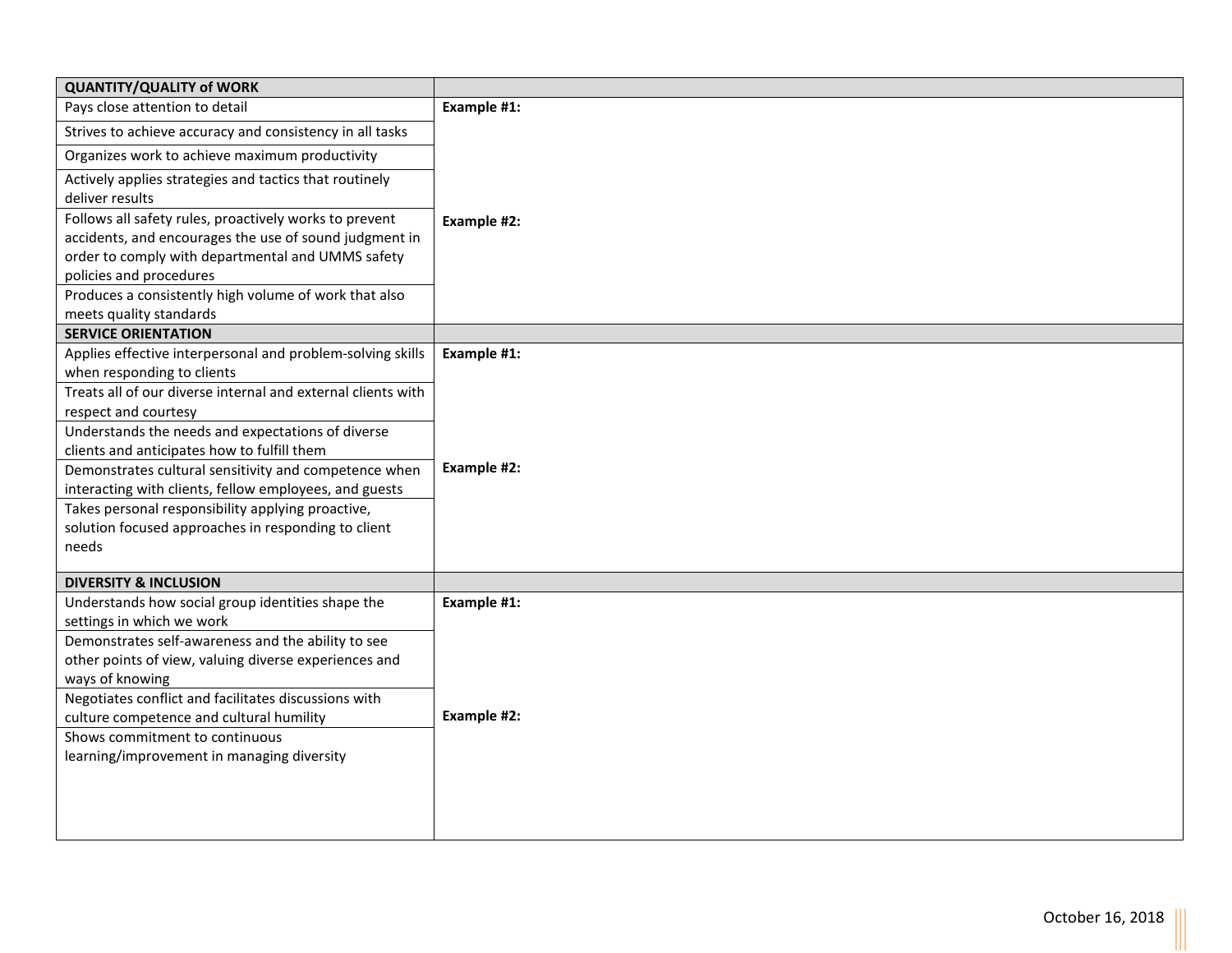| QUANTITY/QUALITY of WORK | |
|---|---|
| Pays close attention to detail | **Example #1:** |
| Strives to achieve accuracy and consistency in all tasks | |
| Organizes work to achieve maximum productivity | |
| Actively applies strategies and tactics that routinely deliver results | |
| Follows all safety rules, proactively works to prevent accidents, and encourages the use of sound judgment in order to comply with departmental and UMMS safety policies and procedures | **Example #2:** |
| Produces a consistently high volume of work that also meets quality standards | |
| **SERVICE ORIENTATION** | |
| Applies effective interpersonal and problem-solving skills when responding to clients | **Example #1:** |
| Treats all of our diverse internal and external clients with respect and courtesy | |
| Understands the needs and expectations of diverse clients and anticipates how to fulfill them | |
| Demonstrates cultural sensitivity and competence when interacting with clients, fellow employees, and guests | **Example #2:** |
| Takes personal responsibility applying proactive, solution focused approaches in responding to client needs | |
| **DIVERSITY & INCLUSION** | |
| Understands how social group identities shape the settings in which we work | **Example #1:** |
| Demonstrates self-awareness and the ability to see other points of view, valuing diverse experiences and ways of knowing | |
| Negotiates conflict and facilitates discussions with culture competence and cultural humility | **Example #2:** |
| Shows commitment to continuous learning/improvement in managing diversity | |

October 16, 2018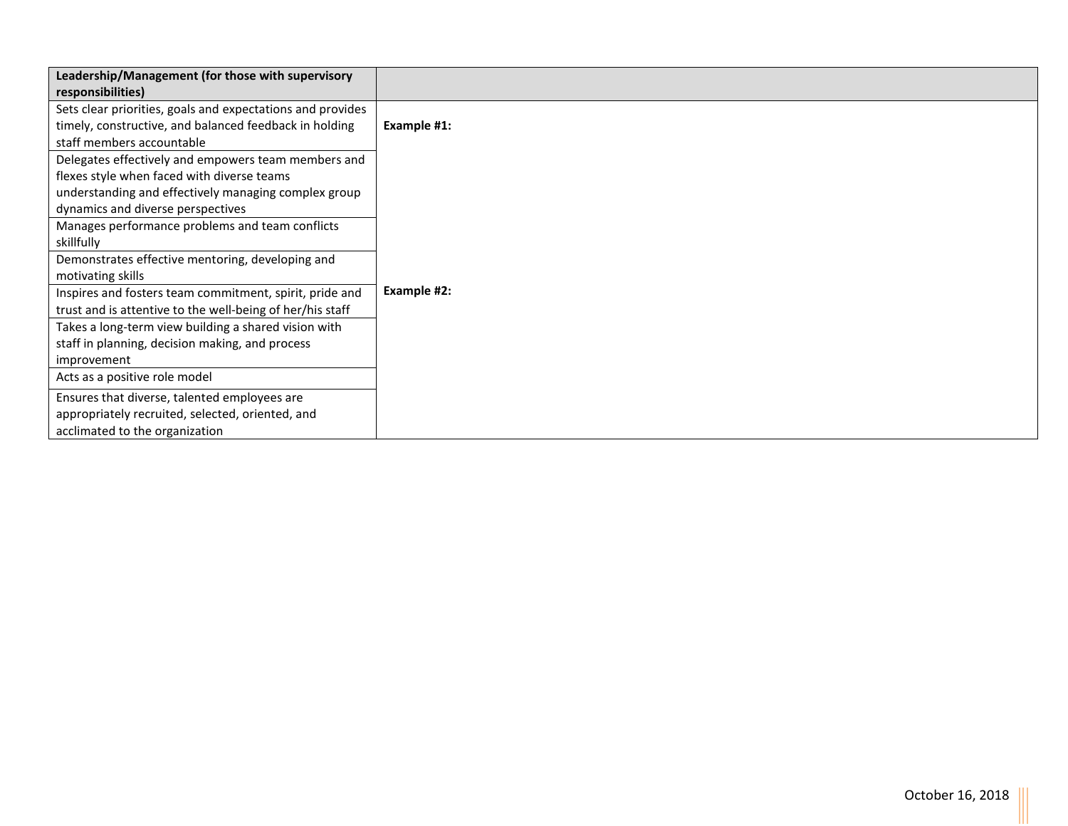| **Leadership/Management (for those with supervisory responsibilities)** | |
|---|---|
| Sets clear priorities, goals and expectations and provides timely, constructive, and balanced feedback in holding staff members accountable | **Example #1:** |
| Delegates effectively and empowers team members and flexes style when faced with diverse teams understanding and effectively managing complex group dynamics and diverse perspectives | |
| Manages performance problems and team conflicts skillfully | |
| Demonstrates effective mentoring, developing and motivating skills | |
| Inspires and fosters team commitment, spirit, pride and trust and is attentive to the well-being of her/his staff | **Example #2:** |
| Takes a long-term view building a shared vision with staff in planning, decision making, and process improvement | |
| Acts as a positive role model | |
| Ensures that diverse, talented employees are appropriately recruited, selected, oriented, and acclimated to the organization | |

October 16, 2018